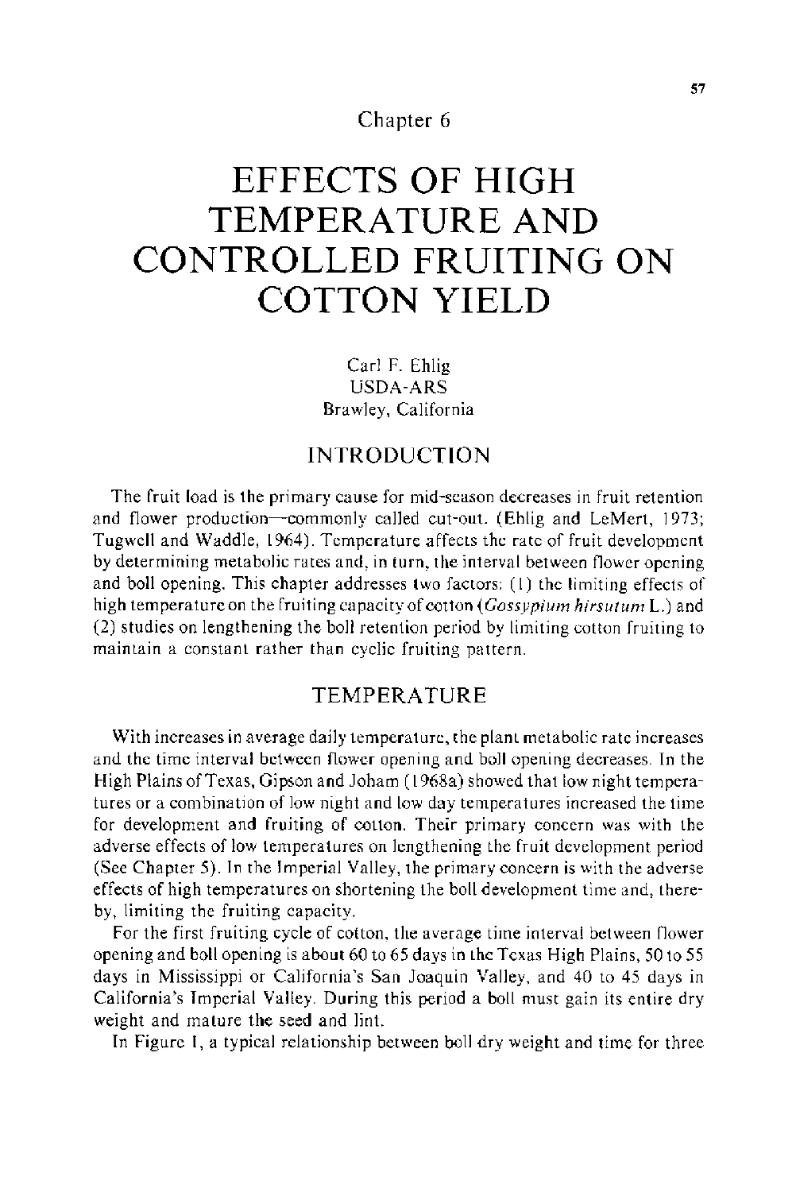Chapter 6

# EFFECTS OF HIGH TEMPERATURE AND CONTROLLED FRUITING ON COTTON YIELD

Carl F. Ehlig
USDA-ARS
Brawley, California

## INTRODUCTION

The fruit load is the primary cause for mid-season decreases in fruit retention and flower production—commonly called cut-out. (Ehlig and LeMert, 1973; Tugwell and Waddle, 1964). Temperature affects the rate of fruit development by determining metabolic rates and, in turn, the interval between flower opening and boll opening. This chapter addresses two factors: (1) the limiting effects of high temperature on the fruiting capacity of cotton (*Gossypium hirsutum* L.) and (2) studies on lengthening the boll retention period by limiting cotton fruiting to maintain a constant rather than cyclic fruiting pattern.

## TEMPERATURE

With increases in average daily temperature, the plant metabolic rate increases and the time interval between flower opening and boll opening decreases. In the High Plains of Texas, Gipson and Joham (1968a) showed that low night temperatures or a combination of low night and low day temperatures increased the time for development and fruiting of cotton. Their primary concern was with the adverse effects of low temperatures on lengthening the fruit development period (See Chapter 5). In the Imperial Valley, the primary concern is with the adverse effects of high temperatures on shortening the boll development time and, thereby, limiting the fruiting capacity.

For the first fruiting cycle of cotton, the average time interval between flower opening and boll opening is about 60 to 65 days in the Texas High Plains, 50 to 55 days in Mississippi or California's San Joaquin Valley, and 40 to 45 days in California's Imperial Valley. During this period a boll must gain its entire dry weight and mature the seed and lint.

In Figure 1, a typical relationship between boll dry weight and time for three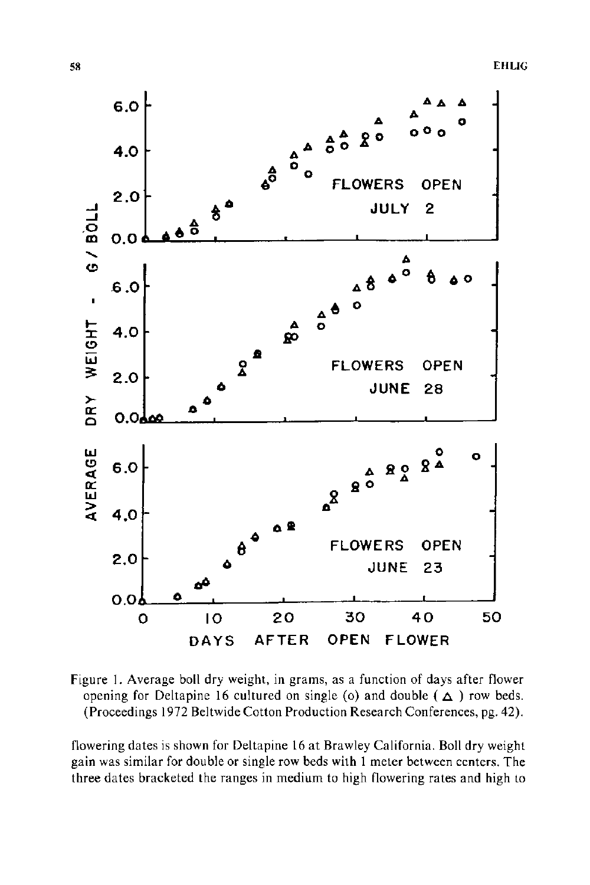AVERAGE DRY WEIGHT - G / BOLL

6.0
4.0
2.0
0.0

FLOWERS OPEN
JULY 2

6.0
4.0
2.0
0.0

FLOWERS OPEN
JUNE 28

6.0
4.0
2.0
0.0

FLOWERS OPEN
JUNE 23

0 10 20 30 40 50

DAYS AFTER OPEN FLOWER

Figure 1. Average boll dry weight, in grams, as a function of days after flower opening for Deltapine 16 cultured on single (o) and double ( △ ) row beds. (Proceedings 1972 Beltwide Cotton Production Research Conferences, pg. 42).

flowering dates is shown for Deltapine 16 at Brawley California. Boll dry weight gain was similar for double or single row beds with 1 meter between centers. The three dates bracketed the ranges in medium to high flowering rates and high to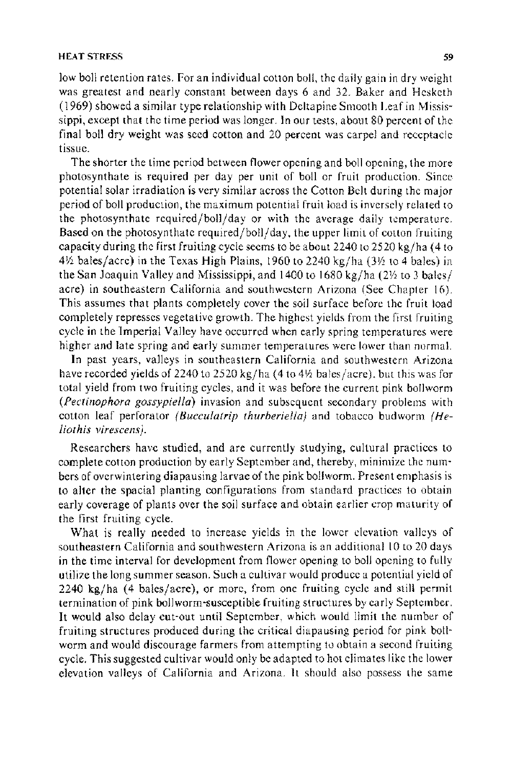low boll retention rates. For an individual cotton boll, the daily gain in dry weight was greatest and nearly constant between days 6 and 32. Baker and Hesketh (1969) showed a similar type relationship with Deltapine Smooth Leaf in Mississippi, except that the time period was longer. In our tests, about 80 percent of the final boll dry weight was seed cotton and 20 percent was carpel and receptacle tissue.

The shorter the time period between flower opening and boll opening, the more photosynthate is required per day per unit of boll or fruit production. Since potential solar irradiation is very similar across the Cotton Belt during the major period of boll production, the maximum potential fruit load is inversely related to the photosynthate required/boll/day or with the average daily temperature. Based on the photosynthate required/boll/day, the upper limit of cotton fruiting capacity during the first fruiting cycle seems to be about 2240 to 2520 kg/ha (4 to 4½ bales/acre) in the Texas High Plains, 1960 to 2240 kg/ha (3½ to 4 bales) in the San Joaquin Valley and Mississippi, and 1400 to 1680 kg/ha (2½ to 3 bales/acre) in southeastern California and southwestern Arizona (See Chapter 16). This assumes that plants completely cover the soil surface before the fruit load completely represses vegetative growth. The highest yields from the first fruiting cycle in the Imperial Valley have occurred when early spring temperatures were higher and late spring and early summer temperatures were lower than normal.

In past years, valleys in southeastern California and southwestern Arizona have recorded yields of 2240 to 2520 kg/ha (4 to 4½ bales/acre), but this was for total yield from two fruiting cycles, and it was before the current pink bollworm (*Pectinophora gossypiella*) invasion and subsequent secondary problems with cotton leaf perforator (*Bucculatrip thurberiella*) and tobacco budworm (*Heliothis virescens*).

Researchers have studied, and are currently studying, cultural practices to complete cotton production by early September and, thereby, minimize the numbers of overwintering diapausing larvae of the pink bollworm. Present emphasis is to alter the spacial planting configurations from standard practices to obtain early coverage of plants over the soil surface and obtain earlier crop maturity of the first fruiting cycle.

What is really needed to increase yields in the lower elevation valleys of southeastern California and southwestern Arizona is an additional 10 to 20 days in the time interval for development from flower opening to boll opening to fully utilize the long summer season. Such a cultivar would produce a potential yield of 2240 kg/ha (4 bales/acre), or more, from one fruiting cycle and still permit termination of pink bollworm-susceptible fruiting structures by early September. It would also delay cut-out until September, which would limit the number of fruiting structures produced during the critical diapausing period for pink bollworm and would discourage farmers from attempting to obtain a second fruiting cycle. This suggested cultivar would only be adapted to hot climates like the lower elevation valleys of California and Arizona. It should also possess the same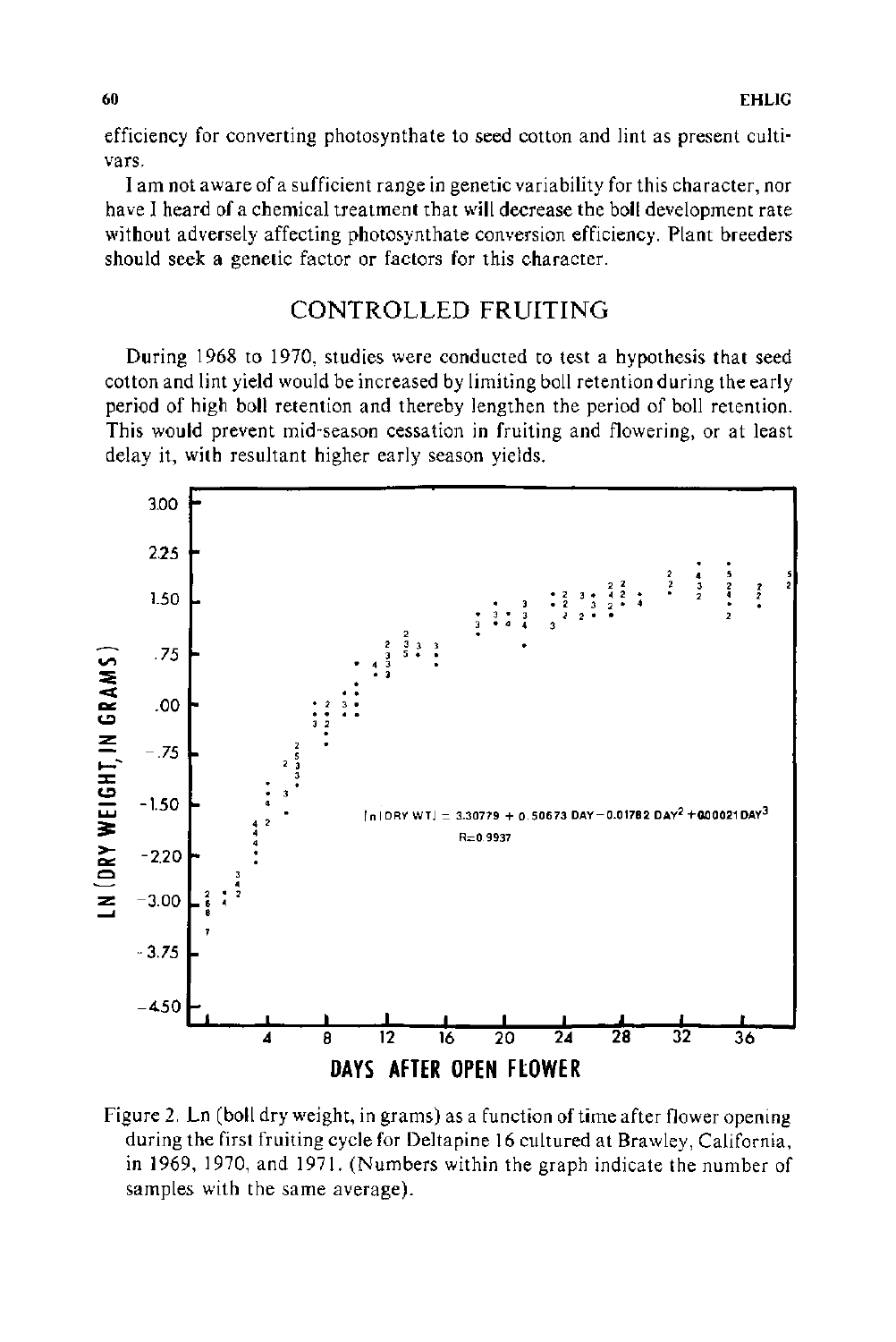efficiency for converting photosynthate to seed cotton and lint as present cultivars.

I am not aware of a sufficient range in genetic variability for this character, nor have I heard of a chemical treatment that will decrease the boll development rate without adversely affecting photosynthate conversion efficiency. Plant breeders should seek a genetic factor or factors for this character.

## CONTROLLED FRUITING

During 1968 to 1970, studies were conducted to test a hypothesis that seed cotton and lint yield would be increased by limiting boll retention during the early period of high boll retention and thereby lengthen the period of boll retention. This would prevent mid-season cessation in fruiting and flowering, or at least delay it, with resultant higher early season yields.

LN (DRY WEIGHT, IN GRAMS)

3.00
2.25
1.50
.75
.00
-.75
-1.50
-2.20
-3.00
-3.75
-4.50

$\ln[\text{DRY WT}] = 3.30779 + 0.50673\ \text{DAY} - 0.01782\ \text{DAY}^2 + 0.00021\ \text{DAY}^3$

$R = 0.9937$

4 8 12 16 20 24 28 32 36

DAYS AFTER OPEN FLOWER

Figure 2. Ln (boll dry weight, in grams) as a function of time after flower opening during the first fruiting cycle for Deltapine 16 cultured at Brawley, California, in 1969, 1970, and 1971. (Numbers within the graph indicate the number of samples with the same average).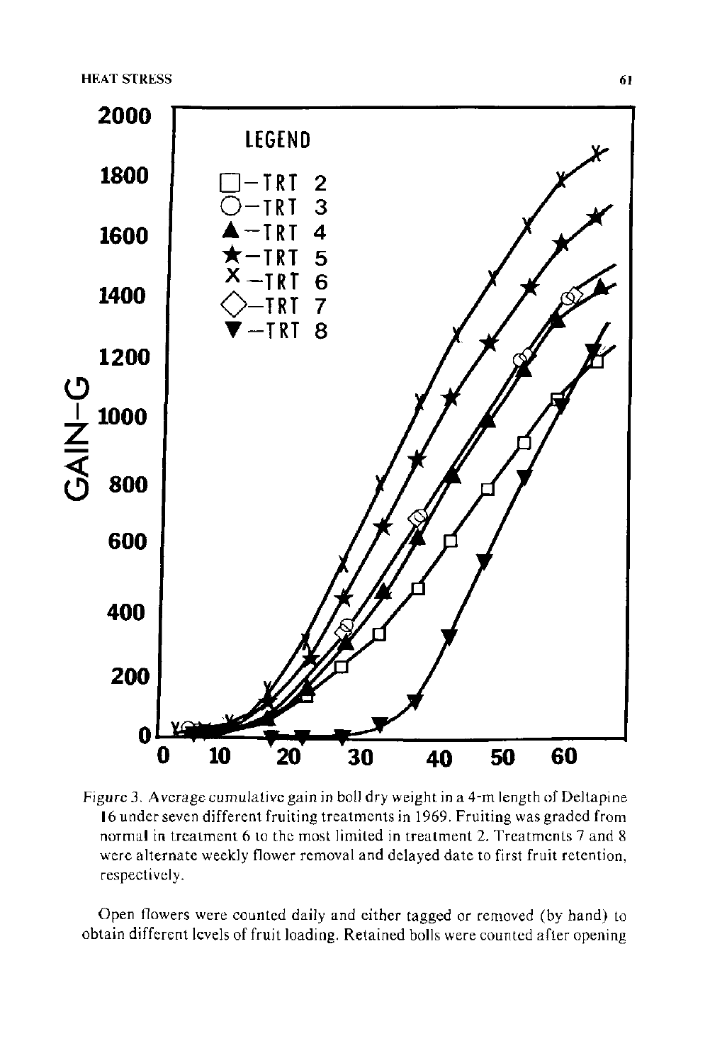2000
1800
1600
1400
1200
1000
800
600
400
200
0

GAIN-G

0 10 20 30 40 50 60

LEGEND

□—TRT 2
○—TRT 3
▲—TRT 4
★—TRT 5
X—TRT 6
◇—TRT 7
▼—TRT 8

Figure 3. Average cumulative gain in boll dry weight in a 4-m length of Deltapine 16 under seven different fruiting treatments in 1969. Fruiting was graded from normal in treatment 6 to the most limited in treatment 2. Treatments 7 and 8 were alternate weekly flower removal and delayed date to first fruit retention, respectively.

Open flowers were counted daily and either tagged or removed (by hand) to obtain different levels of fruit loading. Retained bolls were counted after opening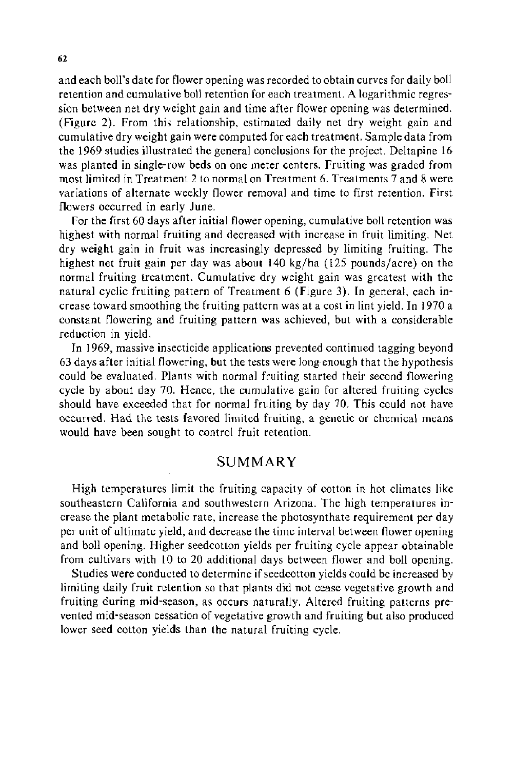and each boll's date for flower opening was recorded to obtain curves for daily boll retention and cumulative boll retention for each treatment. A logarithmic regression between net dry weight gain and time after flower opening was determined. (Figure 2). From this relationship, estimated daily net dry weight gain and cumulative dry weight gain were computed for each treatment. Sample data from the 1969 studies illustrated the general conclusions for the project. Deltapine 16 was planted in single-row beds on one meter centers. Fruiting was graded from most limited in Treatment 2 to normal on Treatment 6. Treatments 7 and 8 were variations of alternate weekly flower removal and time to first retention. First flowers occurred in early June.

For the first 60 days after initial flower opening, cumulative boll retention was highest with normal fruiting and decreased with increase in fruit limiting. Net dry weight gain in fruit was increasingly depressed by limiting fruiting. The highest net fruit gain per day was about 140 kg/ha (125 pounds/acre) on the normal fruiting treatment. Cumulative dry weight gain was greatest with the natural cyclic fruiting pattern of Treatment 6 (Figure 3). In general, each increase toward smoothing the fruiting pattern was at a cost in lint yield. In 1970 a constant flowering and fruiting pattern was achieved, but with a considerable reduction in yield.

In 1969, massive insecticide applications prevented continued tagging beyond 63 days after initial flowering, but the tests were long enough that the hypothesis could be evaluated. Plants with normal fruiting started their second flowering cycle by about day 70. Hence, the cumulative gain for altered fruiting cycles should have exceeded that for normal fruiting by day 70. This could not have occurred. Had the tests favored limited fruiting, a genetic or chemical means would have been sought to control fruit retention.

## SUMMARY

High temperatures limit the fruiting capacity of cotton in hot climates like southeastern California and southwestern Arizona. The high temperatures increase the plant metabolic rate, increase the photosynthate requirement per day per unit of ultimate yield, and decrease the time interval between flower opening and boll opening. Higher seedcotton yields per fruiting cycle appear obtainable from cultivars with 10 to 20 additional days between flower and boll opening.

Studies were conducted to determine if seedcotton yields could be increased by limiting daily fruit retention so that plants did not cease vegetative growth and fruiting during mid-season, as occurs naturally. Altered fruiting patterns prevented mid-season cessation of vegetative growth and fruiting but also produced lower seed cotton yields than the natural fruiting cycle.